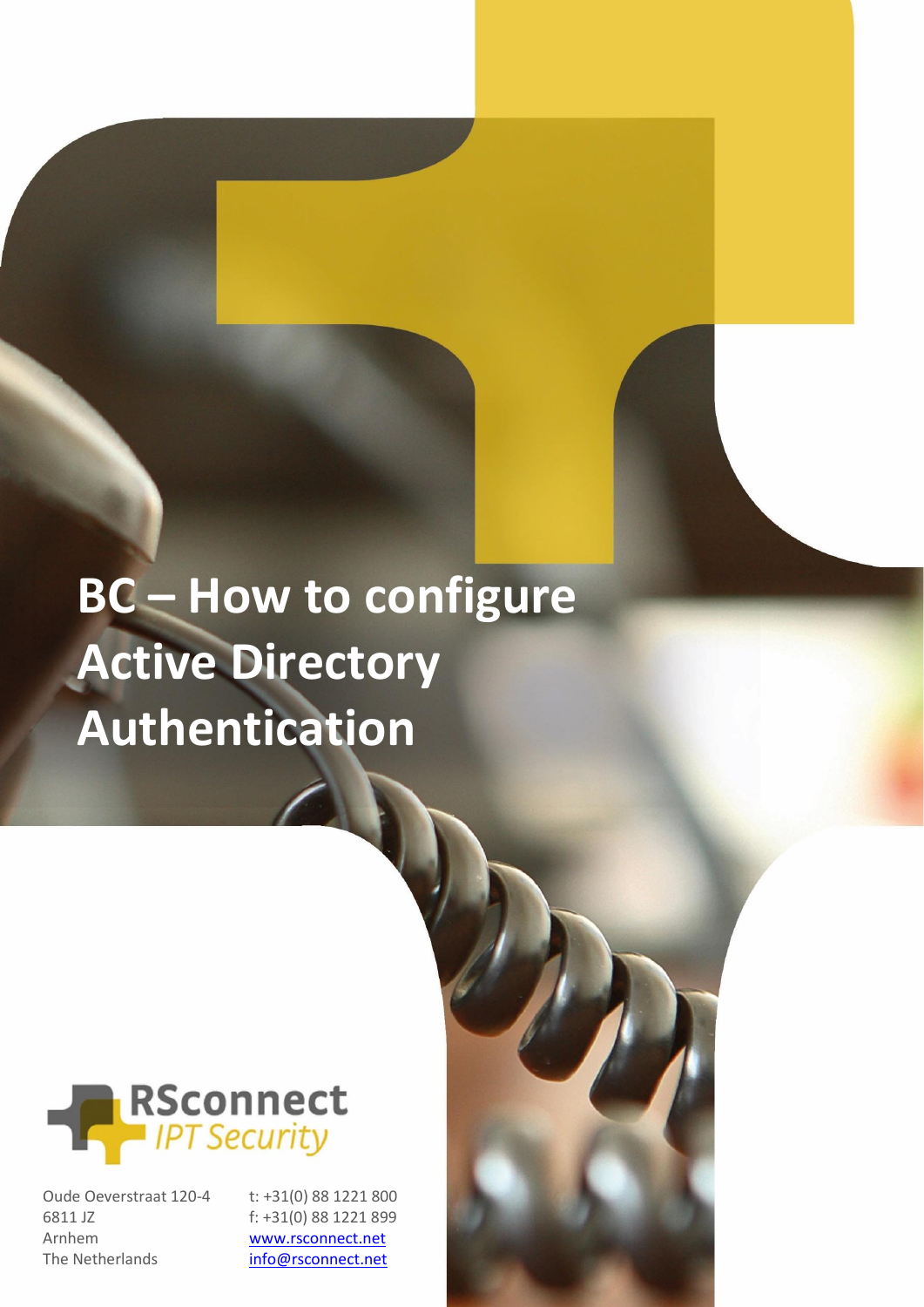# BC – How to configure Active Directory Authentication

RSconnect
*IPT Security*

Oude Oeverstraat 120-4
6811 JZ
Arnhem
The Netherlands

t: +31(0) 88 1221 800
f: +31(0) 88 1221 899
www.rsconnect.net
info@rsconnect.net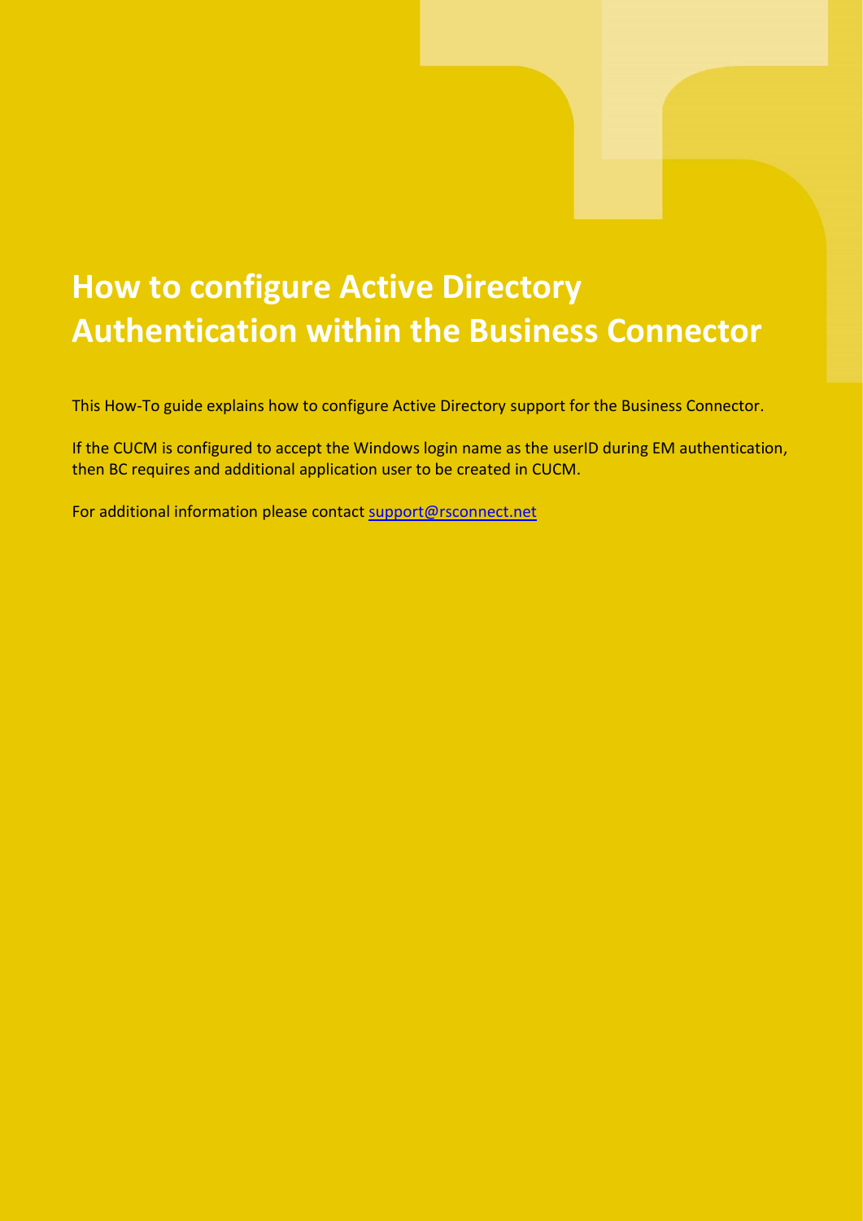# How to configure Active Directory Authentication within the Business Connector

This How-To guide explains how to configure Active Directory support for the Business Connector.

If the CUCM is configured to accept the Windows login name as the userID during EM authentication, then BC requires and additional application user to be created in CUCM.

For additional information please contact [support@rsconnect.net](mailto:support@rsconnect.net)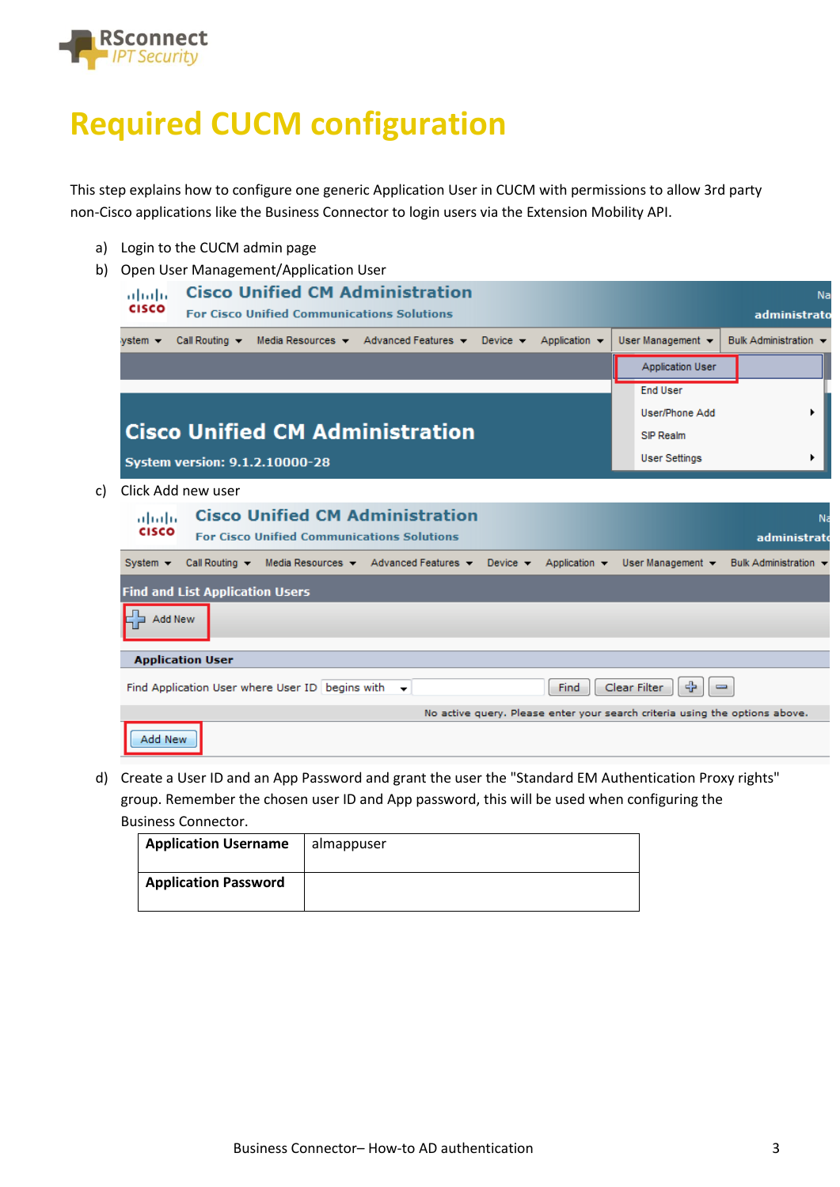# Required CUCM configuration

This step explains how to configure one generic Application User in CUCM with permissions to allow 3rd party non-Cisco applications like the Business Connector to login users via the Extension Mobility API.

a) Login to the CUCM admin page

b) Open User Management/Application User

c) Click Add new user

d) Create a User ID and an App Password and grant the user the "Standard EM Authentication Proxy rights" group. Remember the chosen user ID and App password, this will be used when configuring the Business Connector.

| **Application Username** | almappuser |
|---|---|
| **Application Password** | |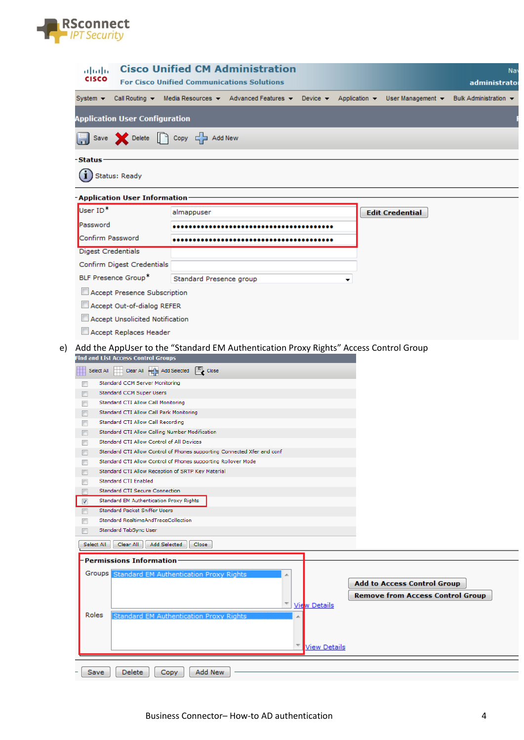**Cisco Unified CM Administration**
For Cisco Unified Communications Solutions

System | Call Routing | Media Resources | Advanced Features | Device | Application | User Management | Bulk Administration

**Application User Configuration**

Save | Delete | Copy | Add New

**Status**

Status: Ready

**Application User Information**

| | |
|---|---|
| User ID* | almappuser |
| Password | •••••••••••••••••••••••••••••••••••••••• |
| Confirm Password | •••••••••••••••••••••••••••••••••••••••• |
| Digest Credentials | |
| Confirm Digest Credentials | |
| BLF Presence Group* | Standard Presence group |

Edit Credential

- [ ] Accept Presence Subscription
- [ ] Accept Out-of-dialog REFER
- [ ] Accept Unsolicited Notification
- [ ] Accept Replaces Header

e) Add the AppUser to the "Standard EM Authentication Proxy Rights" Access Control Group

**Find and List Access Control Groups**

Select All | Clear All | Add Selected | Close

- [ ] Standard CCM Server Monitoring
- [ ] Standard CCM Super Users
- [ ] Standard CTI Allow Call Monitoring
- [ ] Standard CTI Allow Call Park Monitoring
- [ ] Standard CTI Allow Call Recording
- [ ] Standard CTI Allow Calling Number Modification
- [ ] Standard CTI Allow Control of All Devices
- [ ] Standard CTI Allow Control of Phones supporting Connected Xfer and conf
- [ ] Standard CTI Allow Control of Phones supporting Rollover Mode
- [ ] Standard CTI Allow Reception of SRTP Key Material
- [ ] Standard CTI Enabled
- [ ] Standard CTI Secure Connection
- [x] Standard EM Authentication Proxy Rights
- [ ] Standard Packet Sniffer Users
- [ ] Standard RealtimeAndTraceCollection
- [ ] Standard TabSync User

Select All | Clear All | Add Selected | Close

**Permissions Information**

Groups: Standard EM Authentication Proxy Rights — View Details

Roles: Standard EM Authentication Proxy Rights — View Details

Add to Access Control Group | Remove from Access Control Group

Save | Delete | Copy | Add New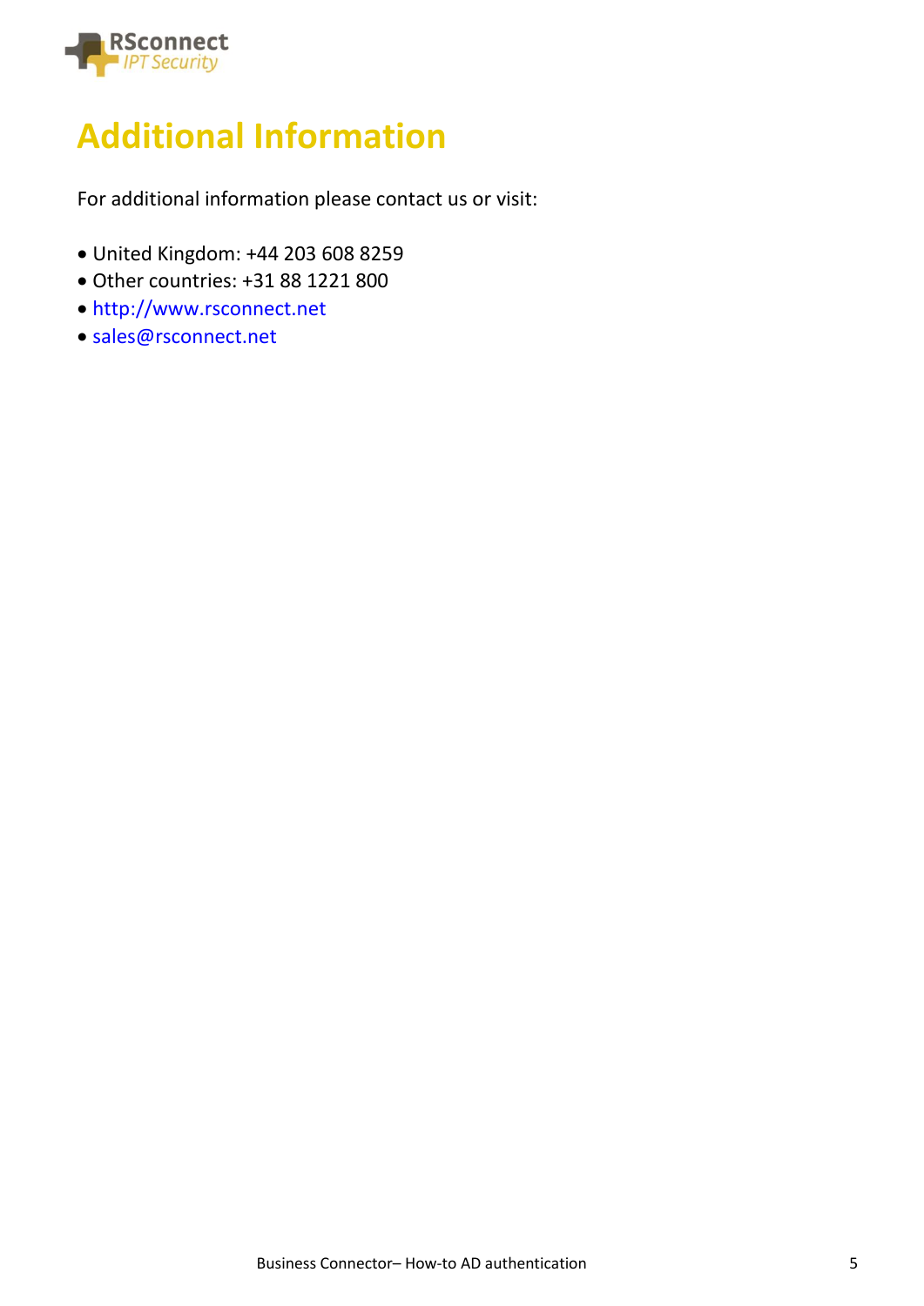# Additional Information

For additional information please contact us or visit:

- United Kingdom: +44 203 608 8259
- Other countries: +31 88 1221 800
- http://www.rsconnect.net
- sales@rsconnect.net